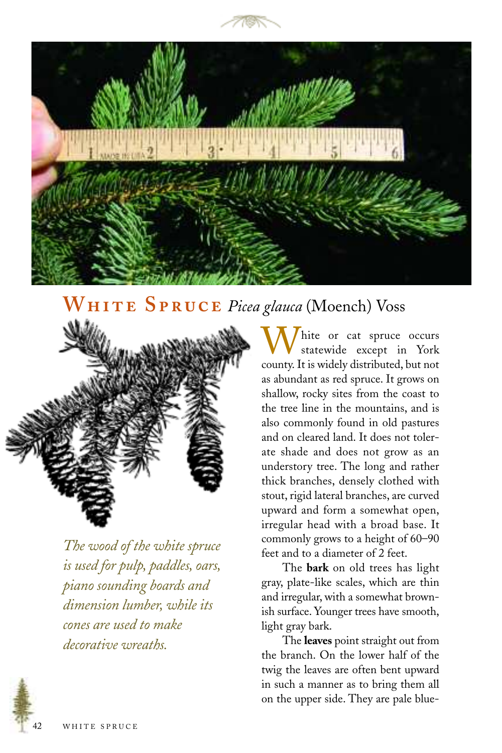# White Spruce *Picea glauca* (Moench) Voss

*The wood of the white spruce is used for pulp, paddles, oars, piano sounding boards and dimension lumber, while its cones are used to make decorative wreaths.*

White or cat spruce occurs statewide except in York county. It is widely distributed, but not as abundant as red spruce. It grows on shallow, rocky sites from the coast to the tree line in the mountains, and is also commonly found in old pastures and on cleared land. It does not tolerate shade and does not grow as an understory tree. The long and rather thick branches, densely clothed with stout, rigid lateral branches, are curved upward and form a somewhat open, irregular head with a broad base. It commonly grows to a height of 60–90 feet and to a diameter of 2 feet.

The **bark** on old trees has light gray, plate-like scales, which are thin and irregular, with a somewhat brownish surface. Younger trees have smooth, light gray bark.

The **leaves** point straight out from the branch. On the lower half of the twig the leaves are often bent upward in such a manner as to bring them all on the upper side. They are pale blue-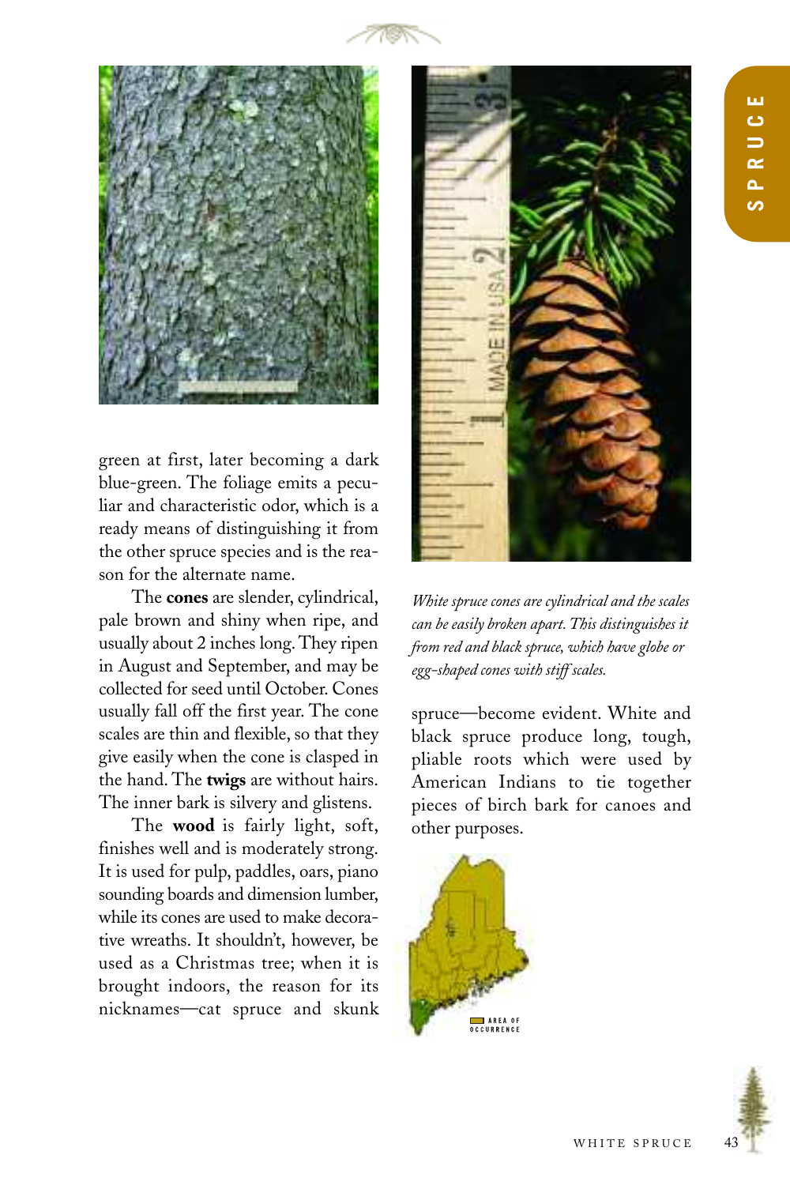green at first, later becoming a dark blue-green. The foliage emits a peculiar and characteristic odor, which is a ready means of distinguishing it from the other spruce species and is the reason for the alternate name.

The **cones** are slender, cylindrical, pale brown and shiny when ripe, and usually about 2 inches long. They ripen in August and September, and may be collected for seed until October. Cones usually fall off the first year. The cone scales are thin and flexible, so that they give easily when the cone is clasped in the hand. The **twigs** are without hairs. The inner bark is silvery and glistens.

The **wood** is fairly light, soft, finishes well and is moderately strong. It is used for pulp, paddles, oars, piano sounding boards and dimension lumber, while its cones are used to make decorative wreaths. It shouldn't, however, be used as a Christmas tree; when it is brought indoors, the reason for its nicknames—cat spruce and skunk spruce—become evident. White and black spruce produce long, tough, pliable roots which were used by American Indians to tie together pieces of birch bark for canoes and other purposes.

*White spruce cones are cylindrical and the scales can be easily broken apart. This distinguishes it from red and black spruce, which have globe or egg-shaped cones with stiff scales.*

AREA OF OCCURRENCE